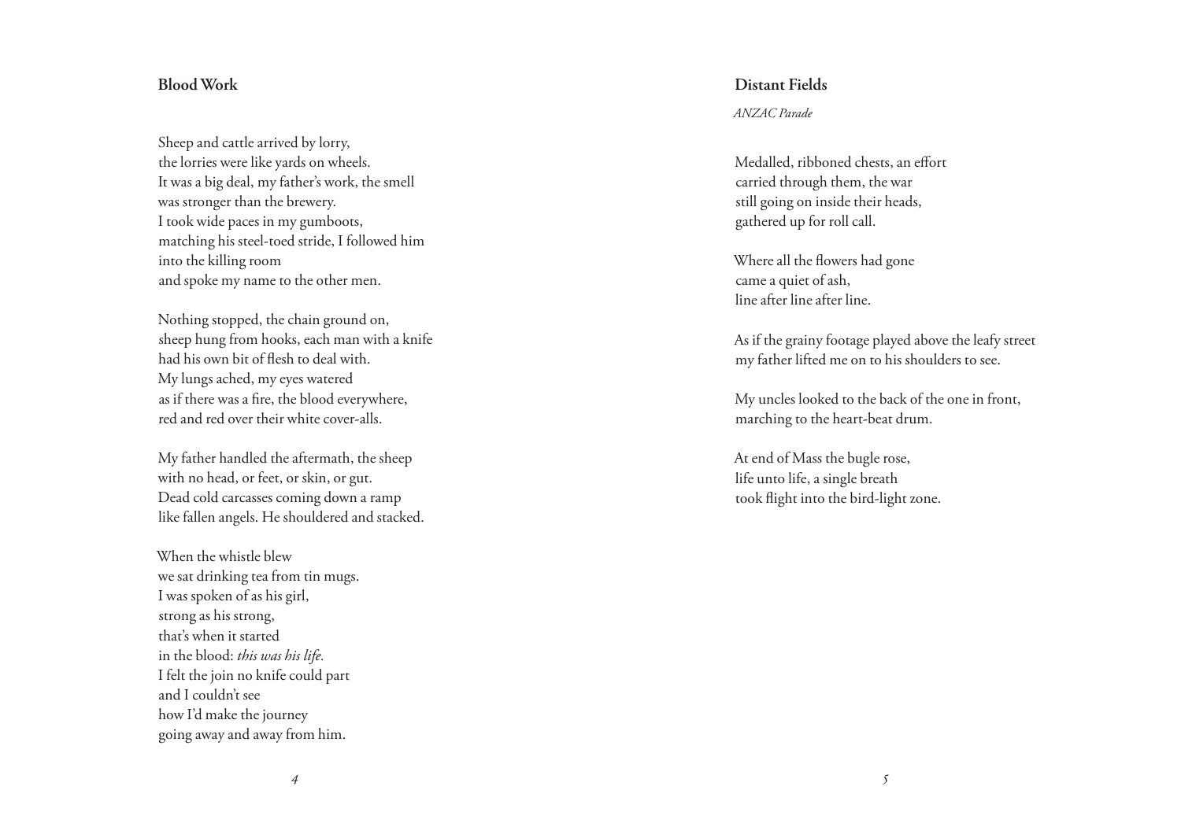## Blood Work

Sheep and cattle arrived by lorry,
the lorries were like yards on wheels.
It was a big deal, my father's work, the smell
was stronger than the brewery.
I took wide paces in my gumboots,
matching his steel-toed stride, I followed him
into the killing room
and spoke my name to the other men.

Nothing stopped, the chain ground on,
sheep hung from hooks, each man with a knife
had his own bit of flesh to deal with.
My lungs ached, my eyes watered
as if there was a fire, the blood everywhere,
red and red over their white cover-alls.

My father handled the aftermath, the sheep
with no head, or feet, or skin, or gut.
Dead cold carcasses coming down a ramp
like fallen angels. He shouldered and stacked.

When the whistle blew
we sat drinking tea from tin mugs.
I was spoken of as his girl,
strong as his strong,
that's when it started
in the blood: *this was his life.*
I felt the join no knife could part
and I couldn't see
how I'd make the journey
going away and away from him.

## Distant Fields

*ANZAC Parade*

Medalled, ribboned chests, an effort
carried through them, the war
still going on inside their heads,
gathered up for roll call.

Where all the flowers had gone
came a quiet of ash,
line after line after line.

As if the grainy footage played above the leafy street
my father lifted me on to his shoulders to see.

My uncles looked to the back of the one in front,
marching to the heart-beat drum.

At end of Mass the bugle rose,
life unto life, a single breath
took flight into the bird-light zone.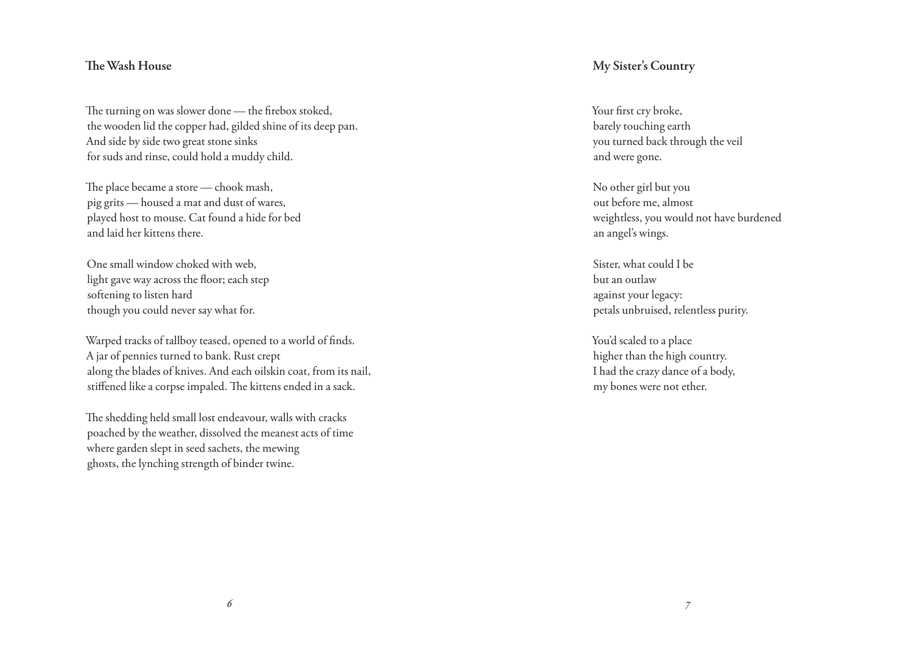## The Wash House

The turning on was slower done — the firebox stoked,  
the wooden lid the copper had, gilded shine of its deep pan.  
And side by side two great stone sinks  
for suds and rinse, could hold a muddy child.

The place became a store — chook mash,  
pig grits — housed a mat and dust of wares,  
played host to mouse. Cat found a hide for bed  
and laid her kittens there.

One small window choked with web,  
light gave way across the floor; each step  
softening to listen hard  
though you could never say what for.

Warped tracks of tallboy teased, opened to a world of finds.  
A jar of pennies turned to bank. Rust crept  
along the blades of knives. And each oilskin coat, from its nail,  
stiffened like a corpse impaled. The kittens ended in a sack.

The shedding held small lost endeavour, walls with cracks  
poached by the weather, dissolved the meanest acts of time  
where garden slept in seed sachets, the mewing  
ghosts, the lynching strength of binder twine.

## My Sister's Country

Your first cry broke,  
barely touching earth  
you turned back through the veil  
and were gone.

No other girl but you  
out before me, almost  
weightless, you would not have burdened  
an angel's wings.

Sister, what could I be  
but an outlaw  
against your legacy:  
petals unbruised, relentless purity.

You'd scaled to a place  
higher than the high country.  
I had the crazy dance of a body,  
my bones were not ether.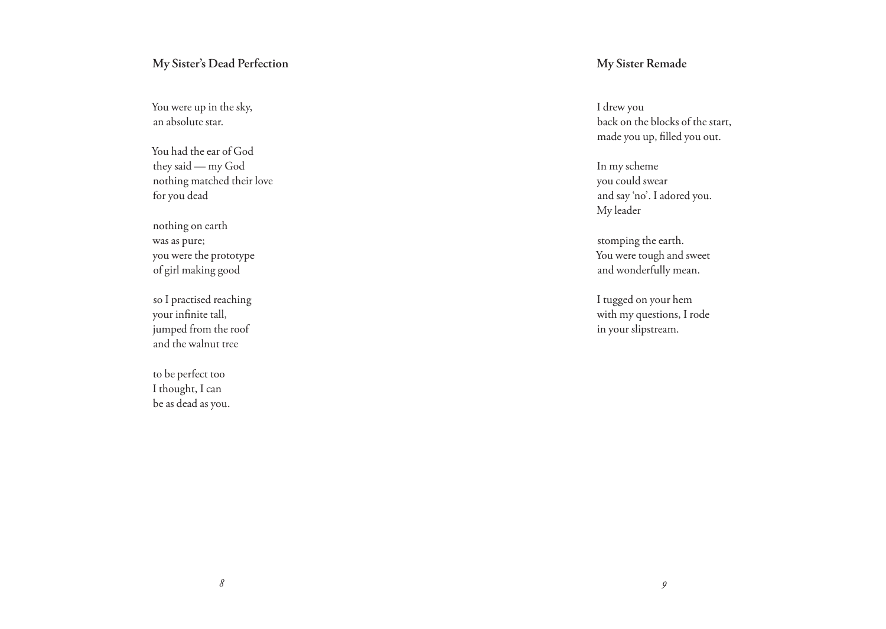## My Sister's Dead Perfection

You were up in the sky,
an absolute star.

You had the ear of God
they said — my God
nothing matched their love
for you dead

nothing on earth
was as pure;
you were the prototype
of girl making good

so I practised reaching
your infinite tall,
jumped from the roof
and the walnut tree

to be perfect too
I thought, I can
be as dead as you.

## My Sister Remade

I drew you
back on the blocks of the start,
made you up, filled you out.

In my scheme
you could swear
and say 'no'. I adored you.
My leader

stomping the earth.
You were tough and sweet
and wonderfully mean.

I tugged on your hem
with my questions, I rode
in your slipstream.